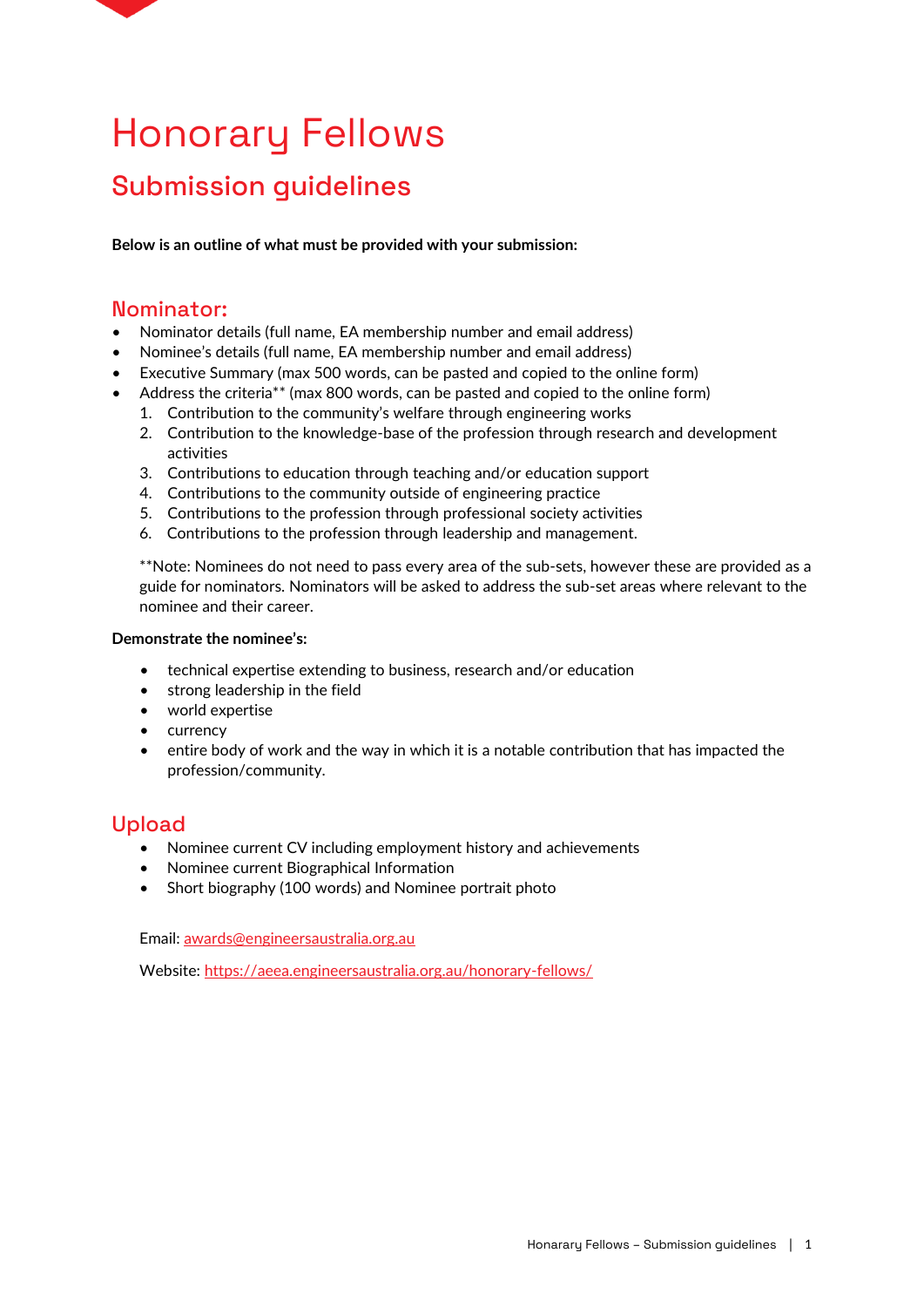# Honorary Fellows

## Submission guidelines

**Below is an outline of what must be provided with your submission:**

### Nominator:

- Nominator details (full name, EA membership number and email address)
- Nominee's details (full name, EA membership number and email address)
- Executive Summary (max 500 words, can be pasted and copied to the online form)
- Address the criteria** (max 800 words, can be pasted and copied to the online form)
  1. Contribution to the community's welfare through engineering works
  2. Contribution to the knowledge-base of the profession through research and development activities
  3. Contributions to education through teaching and/or education support
  4. Contributions to the community outside of engineering practice
  5. Contributions to the profession through professional society activities
  6. Contributions to the profession through leadership and management.

  **Note: Nominees do not need to pass every area of the sub-sets, however these are provided as a guide for nominators. Nominators will be asked to address the sub-set areas where relevant to the nominee and their career.

**Demonstrate the nominee's:**

- technical expertise extending to business, research and/or education
- strong leadership in the field
- world expertise
- currency
- entire body of work and the way in which it is a notable contribution that has impacted the profession/community.

### Upload

- Nominee current CV including employment history and achievements
- Nominee current Biographical Information
- Short biography (100 words) and Nominee portrait photo

Email: awards@engineersaustralia.org.au

Website: https://aeea.engineersaustralia.org.au/honorary-fellows/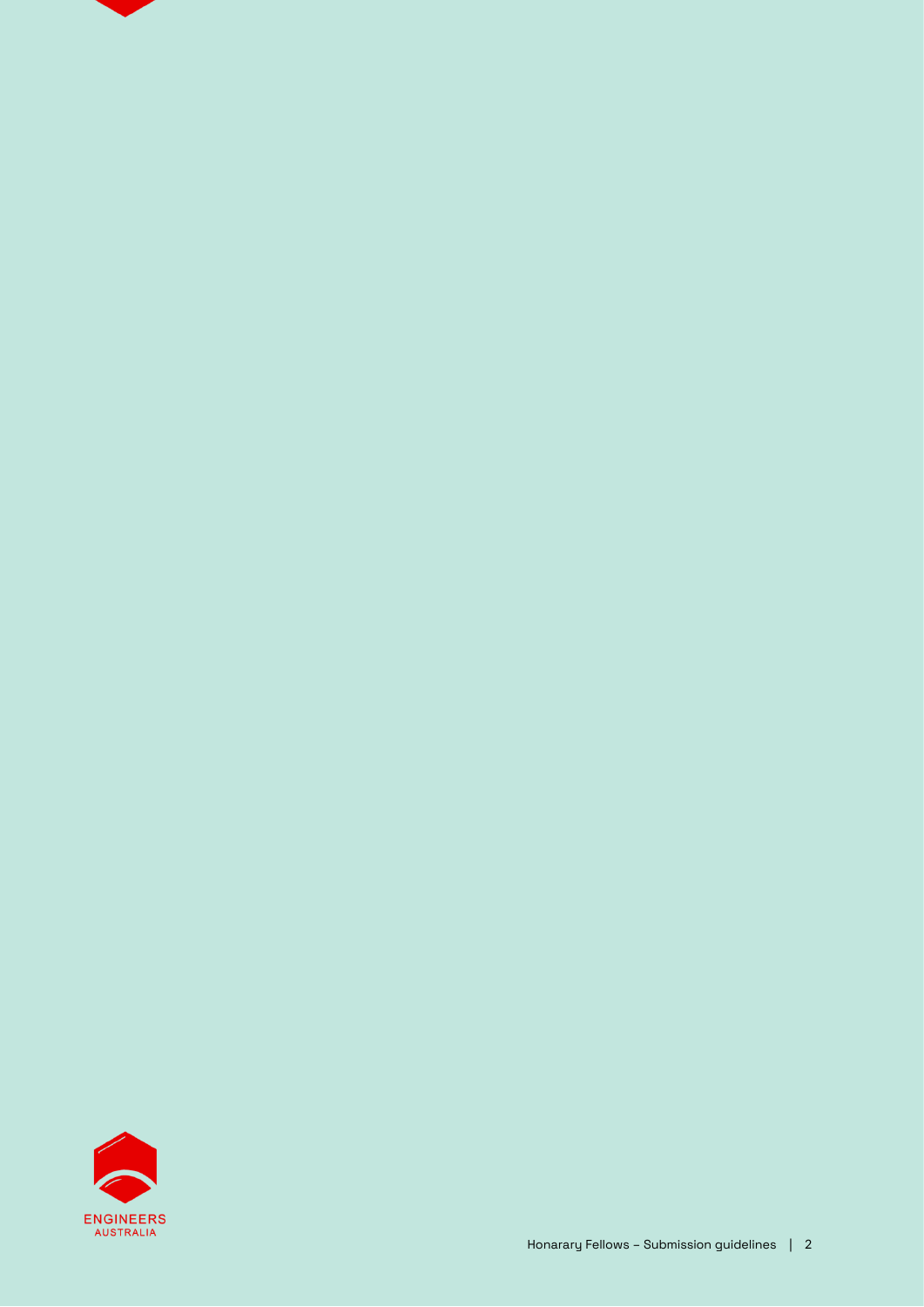ENGINEERS AUSTRALIA